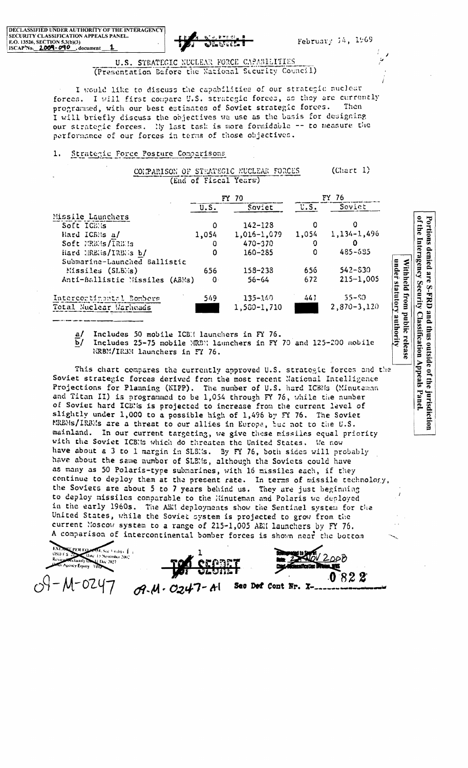DECLASSIFIED UNDER AUTHORITY OF THE INTERAGENCY SECURITY CLASSIFICATION APPEALS PANEL.
E.O. 13526, SECTION 5.3(b)(3)
ISCAP No. 2009-090, document 1

TOP SECRET

February 14, 1969

# U.S. STRATEGIC NUCLEAR FORCE CAPABILITIES
(Presentation Before the National Security Council)

I would like to discuss the capabilities of our strategic nuclear forces. I will first compare U.S. strategic forces, as they are currently programmed, with our best estimates of Soviet strategic forces. Then I will briefly discuss the objectives we use as the basis for designing our strategic forces. My last task is more formidable -- to measure the performance of our forces in terms of those objectives.

## 1. Strategic Force Posture Comparisons

COMPARISON OF STRATEGIC NUCLEAR FORCES (End of Fiscal Years) (Chart 1)

| | FY 70 | | FY 76 | |
|---|---|---|---|---|
| | U.S. | Soviet | U.S. | Soviet |
| Missile Launchers | | | | |
| Soft ICBMs | 0 | 142-128 | 0 | 0 |
| Hard ICBMs a/ | 1,054 | 1,016-1,079 | 1,054 | 1,134-1,496 |
| Soft MRBMs/IRBMs | 0 | 470-370 | 0 | 0 |
| Hard MRBMs/IRBMs b/ | 0 | 160-285 | 0 | 485-685 |
| Submarine-Launched Ballistic Missiles (SLBMs) | 656 | 158-238 | 656 | 542-830 |
| Anti-Ballistic Missiles (ABMs) | 0 | 56-64 | 672 | 215-1,005 |
| Intercontinental Bombers | 549 | 135-140 | 441 | 55-90 |
| Total Nuclear Warheads | [withheld] | 1,580-1,710 | [withheld] | 2,870-3,120 |

a/ Includes 50 mobile ICBM launchers in FY 76.
b/ Includes 25-75 mobile MRBM launchers in FY 70 and 125-200 mobile MRBM/IRBM launchers in FY 76.

Withheld from public release under statutory authority

Portions denied are S-FRD and thus outside of the jurisdiction of the Interagency Security Classification Appeals Panel.

This chart compares the currently approved U.S. strategic forces and the Soviet strategic forces derived from the most recent National Intelligence Projections for Planning (NIPP). The number of U.S. hard ICBMs (Minuteman and Titan II) is programmed to be 1,054 through FY 76, while the number of Soviet hard ICBMs is projected to increase from the current level of slightly under 1,000 to a possible high of 1,496 by FY 76. The Soviet MRBMs/IRBMs are a threat to our allies in Europe, but not to the U.S. mainland. In our current targeting, we give these missiles equal priority with the Soviet ICBMs which do threaten the United States. We now have about a 3 to 1 margin in SLBMs. By FY 76, both sides will probably have about the same number of SLBMs, although the Soviets could have as many as 50 Polaris-type submarines, with 16 missiles each, if they continue to deploy them at the present rate. In terms of missile technology, the Soviets are about 5 to 7 years behind us. They are just beginning to deploy missiles comparable to the Minuteman and Polaris we deployed in the early 1960s. The ABM deployments show the Sentinel system for the United States, while the Soviet system is projected to grow from the current Moscow system to a range of 215-1,005 ABM launchers by FY 76. A comparison of intercontinental bomber forces is shown near the bottom

TOP SECRET

09-M-0247 09-M-0247-A1 Sec Def Cont Nr. X-

0822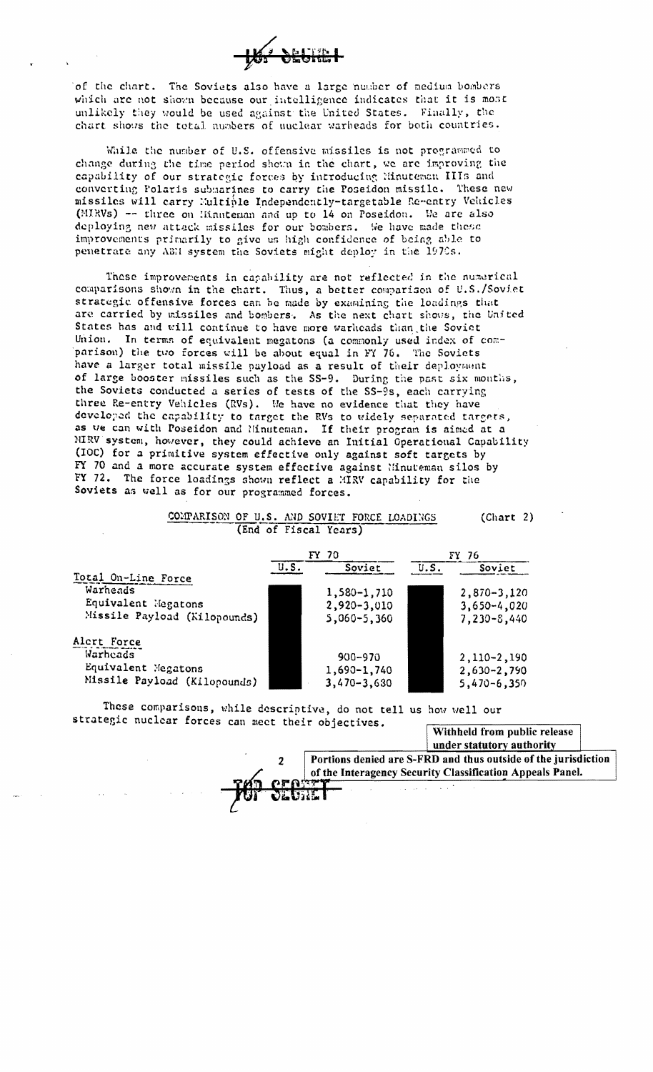of the chart. The Soviets also have a large number of medium bombers which are not shown because our intelligence indicates that it is most unlikely they would be used against the United States. Finally, the chart shows the total numbers of nuclear warheads for both countries.

While the number of U.S. offensive missiles is not programmed to change during the time period shown in the chart, we are improving the capability of our strategic forces by introducing Minuteman IIIs and converting Polaris submarines to carry the Poseidon missile. These new missiles will carry Multiple Independently-targetable Re-entry Vehicles (MIRVs) -- three on Minuteman and up to 14 on Poseidon. We are also deploying new attack missiles for our bombers. We have made these improvements primarily to give us high confidence of being able to penetrate any ABM system the Soviets might deploy in the 1970s.

These improvements in capability are not reflected in the numerical comparisons shown in the chart. Thus, a better comparison of U.S./Soviet strategic offensive forces can be made by examining the loadings that are carried by missiles and bombers. As the next chart shows, the United States has and will continue to have more warheads than the Soviet Union. In terms of equivalent megatons (a commonly used index of comparison) the two forces will be about equal in FY 76. The Soviets have a larger total missile payload as a result of their deployment of large booster missiles such as the SS-9. During the past six months, the Soviets conducted a series of tests of the SS-9s, each carrying three Re-entry Vehicles (RVs). We have no evidence that they have developed the capability to target the RVs to widely separated targets, as we can with Poseidon and Minuteman. If their program is aimed at a MIRV system, however, they could achieve an Initial Operational Capability (IOC) for a primitive system effective only against soft targets by FY 70 and a more accurate system effective against Minuteman silos by FY 72. The force loadings shown reflect a MIRV capability for the Soviets as well as for our programmed forces.

COMPARISON OF U.S. AND SOVIET FORCE LOADINGS (Chart 2)
(End of Fiscal Years)

| | FY 70 | | FY 76 | |
|---|---|---|---|---|
| | U.S. | Soviet | U.S. | Soviet |
| **Total On-Line Force** | | | | |
| Warheads | | 1,580-1,710 | | 2,870-3,120 |
| Equivalent Megatons | | 2,920-3,010 | | 3,650-4,020 |
| Missile Payload (Kilopounds) | | 5,060-5,360 | | 7,230-8,440 |
| **Alert Force** | | | | |
| Warheads | | 900-970 | | 2,110-2,190 |
| Equivalent Megatons | | 1,690-1,740 | | 2,630-2,790 |
| Missile Payload (Kilopounds) | | 3,470-3,680 | | 5,470-6,350 |

These comparisons, while descriptive, do not tell us how well our strategic nuclear forces can meet their objectives.

Withheld from public release under statutory authority

Portions denied are S-FRD and thus outside of the jurisdiction of the Interagency Security Classification Appeals Panel.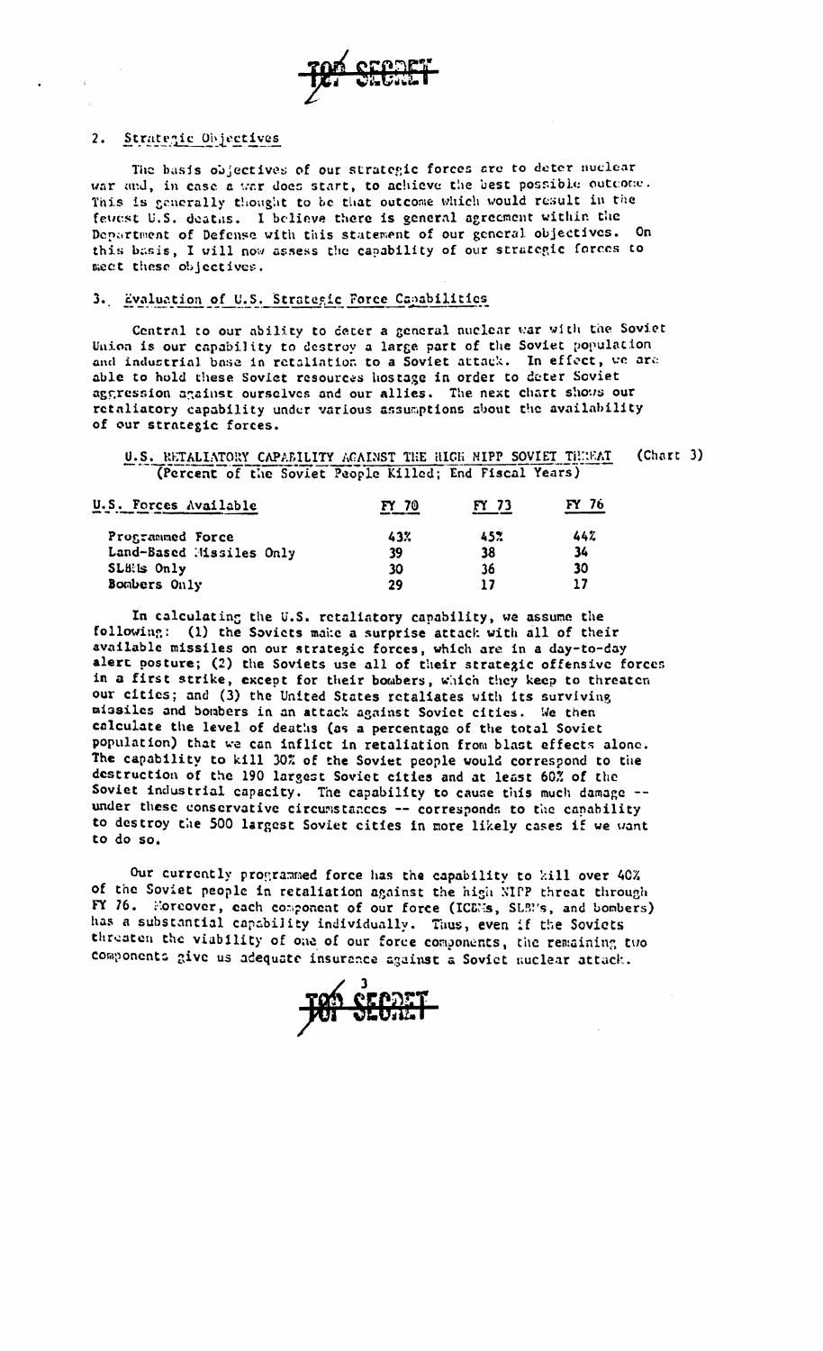TOP SECRET

## 2. Strategic Objectives

The basic objectives of our strategic forces are to deter nuclear war and, in case a war does start, to achieve the best possible outcome. This is generally thought to be that outcome which would result in the fewest U.S. deaths. I believe there is general agreement within the Department of Defense with this statement of our general objectives. On this basis, I will now assess the capability of our strategic forces to meet these objectives.

## 3. Evaluation of U.S. Strategic Force Capabilities

Central to our ability to deter a general nuclear war with the Soviet Union is our capability to destroy a large part of the Soviet population and industrial base in retaliation to a Soviet attack. In effect, we are able to hold these Soviet resources hostage in order to deter Soviet aggression against ourselves and our allies. The next chart shows our retaliatory capability under various assumptions about the availability of our strategic forces.

**U.S. RETALIATORY CAPABILITY AGAINST THE HIGH NIPP SOVIET THREAT** (Chart 3)
(Percent of the Soviet People Killed; End Fiscal Years)

| U.S. Forces Available | FY 70 | FY 73 | FY 76 |
|---|---|---|---|
| Programmed Force | 43% | 45% | 44% |
| Land-Based Missiles Only | 39 | 38 | 34 |
| SLBMs Only | 30 | 36 | 30 |
| Bombers Only | 29 | 17 | 17 |

In calculating the U.S. retaliatory capability, we assume the following: (1) the Soviets make a surprise attack with all of their available missiles on our strategic forces, which are in a day-to-day alert posture; (2) the Soviets use all of their strategic offensive forces in a first strike, except for their bombers, which they keep to threaten our cities; and (3) the United States retaliates with its surviving missiles and bombers in an attack against Soviet cities. We then calculate the level of deaths (as a percentage of the total Soviet population) that we can inflict in retaliation from blast effects alone. The capability to kill 30% of the Soviet people would correspond to the destruction of the 190 largest Soviet cities and at least 60% of the Soviet industrial capacity. The capability to cause this much damage -- under these conservative circumstances -- corresponds to the capability to destroy the 500 largest Soviet cities in more likely cases if we want to do so.

Our currently programmed force has the capability to kill over 40% of the Soviet people in retaliation against the high NIPP threat through FY 76. Moreover, each component of our force (ICBMs, SLBMs, and bombers) has a substantial capability individually. Thus, even if the Soviets threaten the viability of one of our force components, the remaining two components give us adequate insurance against a Soviet nuclear attack.

TOP SECRET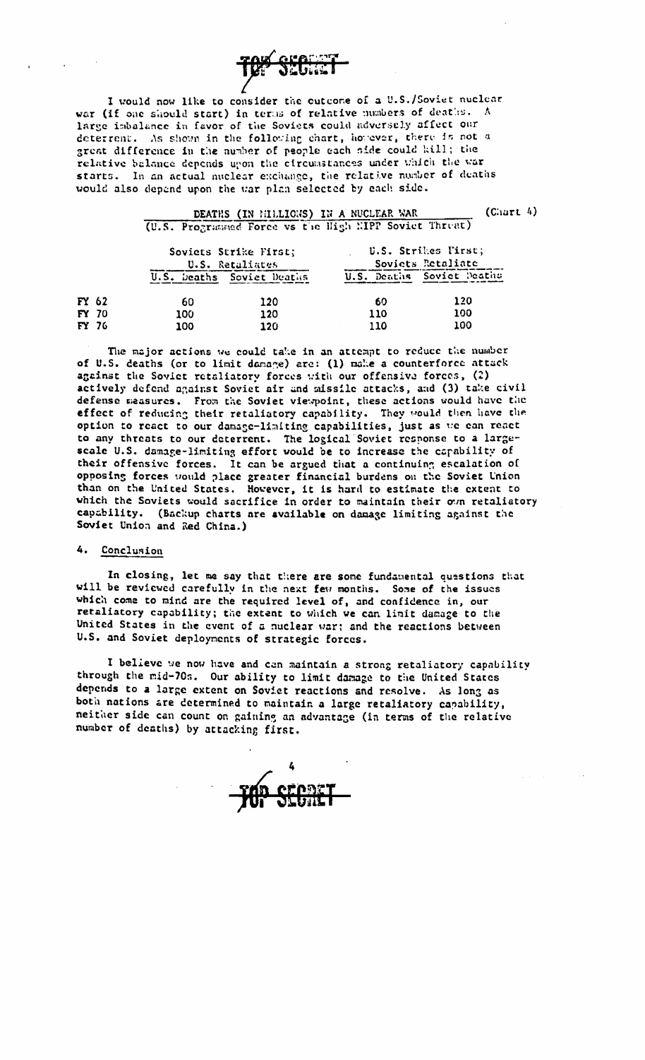TOP SECRET

I would now like to consider the outcome of a U.S./Soviet nuclear war (if one should start) in terms of relative numbers of deaths. A large imbalance in favor of the Soviets could adversely affect our deterrent. As shown in the following chart, however, there is not a great difference in the number of people each side could kill; the relative balance depends upon the circumstances under which the war starts. In an actual nuclear exchange, the relative number of deaths would also depend upon the war plan selected by each side.

**DEATHS (IN MILLIONS) IN A NUCLEAR WAR** (Chart 4)
**(U.S. Programmed Force vs the High NIPP Soviet Threat)**

| | Soviets Strike First; U.S. Retaliates | | U.S. Strikes First; Soviets Retaliate | |
|---|---|---|---|---|
| | U.S. Deaths | Soviet Deaths | U.S. Deaths | Soviet Deaths |
| FY 62 | 60 | 120 | 60 | 120 |
| FY 70 | 100 | 120 | 110 | 100 |
| FY 76 | 100 | 120 | 110 | 100 |

The major actions we could take in an attempt to reduce the number of U.S. deaths (or to limit damage) are: (1) make a counterforce attack against the Soviet retaliatory forces with our offensive forces, (2) actively defend against Soviet air and missile attacks, and (3) take civil defense measures. From the Soviet viewpoint, these actions would have the effect of reducing their retaliatory capability. They would then have the option to react to our damage-limiting capabilities, just as we can react to any threats to our deterrent. The logical Soviet response to a large-scale U.S. damage-limiting effort would be to increase the capability of their offensive forces. It can be argued that a continuing escalation of opposing forces would place greater financial burdens on the Soviet Union than on the United States. However, it is hard to estimate the extent to which the Soviets would sacrifice in order to maintain their own retaliatory capability. (Backup charts are available on damage limiting against the Soviet Union and Red China.)

## 4. Conclusion

In closing, let me say that there are some fundamental questions that will be reviewed carefully in the next few months. Some of the issues which come to mind are the required level of, and confidence in, our retaliatory capability; the extent to which we can limit damage to the United States in the event of a nuclear war; and the reactions between U.S. and Soviet deployments of strategic forces.

I believe we now have and can maintain a strong retaliatory capability through the mid-70s. Our ability to limit damage to the United States depends to a large extent on Soviet reactions and resolve. As long as both nations are determined to maintain a large retaliatory capability, neither side can count on gaining an advantage (in terms of the relative number of deaths) by attacking first.

TOP SECRET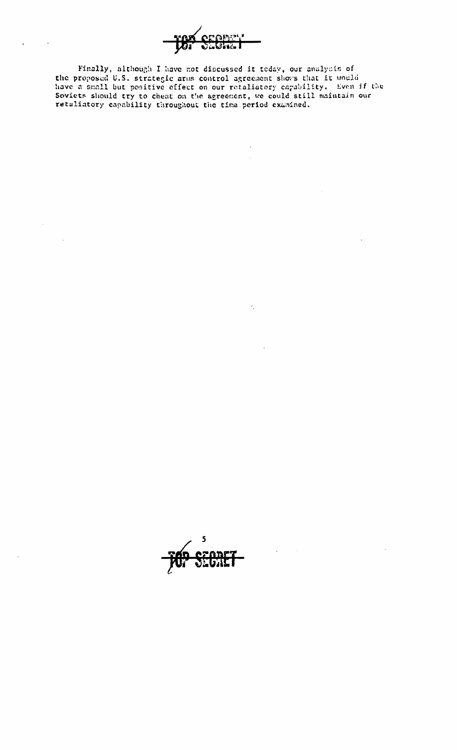Finally, although I have not discussed it today, our analysis of the proposed U.S. strategic arms control agreement shows that it would have a small but positive effect on our retaliatory capability. Even if the Soviets should try to cheat on the agreement, we could still maintain our retaliatory capability throughout the time period examined.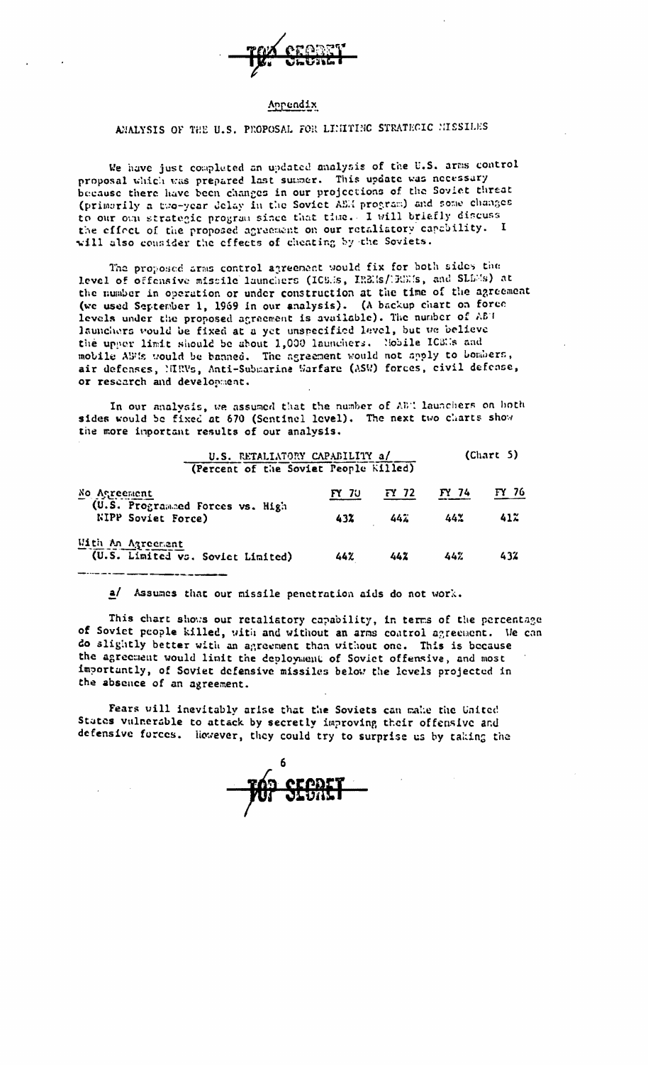TOP SECRET

## Appendix

### ANALYSIS OF THE U.S. PROPOSAL FOR LIMITING STRATEGIC MISSILES

We have just completed an updated analysis of the U.S. arms control proposal which was prepared last summer. This update was necessary because there have been changes in our projections of the Soviet threat (primarily a two-year delay in the Soviet ABM program) and some changes to our own strategic program since that time. I will briefly discuss the effect of the proposed agreement on our retaliatory capability. I will also consider the effects of cheating by the Soviets.

The proposed arms control agreement would fix for both sides the level of offensive missile launchers (ICBMs, IRBMs/MRBMs, and SLBMs) at the number in operation or under construction at the time of the agreement (we used September 1, 1969 in our analysis). (A backup chart on force levels under the proposed agreement is available). The number of ABM launchers would be fixed at a yet unspecified level, but we believe the upper limit should be about 1,000 launchers. Mobile ICBMs and mobile ABMs would be banned. The agreement would not apply to bombers, air defenses, MIRVs, Anti-Submarine Warfare (ASW) forces, civil defense, or research and development.

In our analysis, we assumed that the number of ABM launchers on both sides would be fixed at 670 (Sentinel level). The next two charts show the more important results of our analysis.

| U.S. RETALIATORY CAPABILITY a/ (Percent of the Soviet People Killed) | | | | (Chart 5) |
|---|---|---|---|---|
| | FY 70 | FY 72 | FY 74 | FY 76 |
| No Agreement (U.S. Programmed Forces vs. High NIPP Soviet Force) | 43% | 44% | 44% | 41% |
| With An Agreement (U.S. Limited vs. Soviet Limited) | 44% | 44% | 44% | 43% |

a/ Assumes that our missile penetration aids do not work.

This chart shows our retaliatory capability, in terms of the percentage of Soviet people killed, with and without an arms control agreement. We can do slightly better with an agreement than without one. This is because the agreement would limit the deployment of Soviet offensive, and most importantly, of Soviet defensive missiles below the levels projected in the absence of an agreement.

Fears will inevitably arise that the Soviets can make the United States vulnerable to attack by secretly improving their offensive and defensive forces. However, they could try to surprise us by taking the

TOP SECRET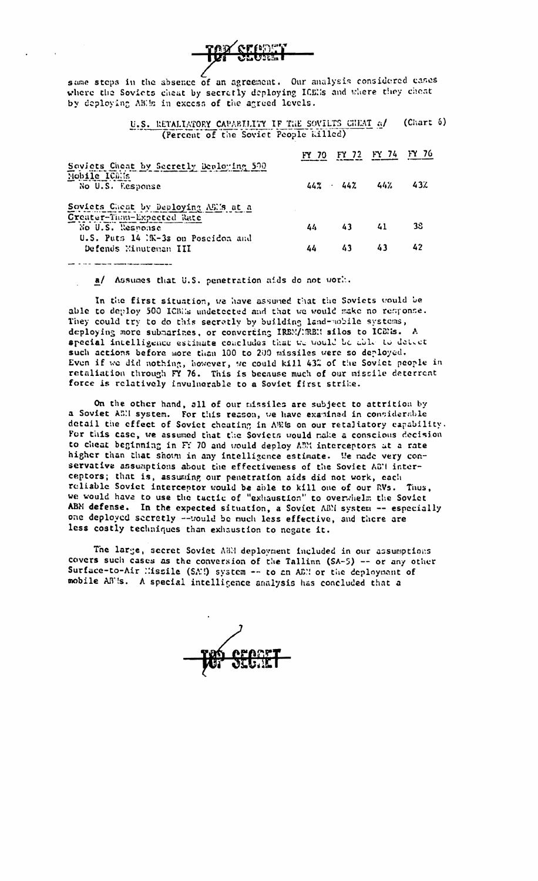same steps in the absence of an agreement. Our analysis considered cases where the Soviets cheat by secretly deploying ICBMs and where they cheat by deploying ABMs in excess of the agreed levels.

U.S. RETALIATORY CAPABILITY IF THE SOVIETS CHEAT a/ (Chart 6)
(Percent of the Soviet People Killed)

| | FY 70 | FY 72 | FY 74 | FY 76 |
|---|---|---|---|---|
| **Soviets Cheat by Secretly Deploying 500 Mobile ICBMs** | | | | |
| No U.S. Response | 44% | 44% | 44% | 43% |
| **Soviets Cheat by Deploying ABMs at a Greater-Than-Expected Rate** | | | | |
| No U.S. Response | 44 | 43 | 41 | 38 |
| U.S. Puts 14 MK-3s on Poseidon and Defends Minuteman III | 44 | 43 | 43 | 42 |

a/ Assumes that U.S. penetration aids do not work.

In the first situation, we have assumed that the Soviets would be able to deploy 500 ICBMs undetected and that we would make no response. They could try to do this secretly by building land-mobile systems, deploying more submarines, or converting IRBM/MRBM silos to ICBMs. A special intelligence estimate concludes that we would be able to detect such actions before more than 100 to 200 missiles were so deployed. Even if we did nothing, however, we could kill 43% of the Soviet people in retaliation through FY 76. This is because much of our missile deterrent force is relatively invulnerable to a Soviet first strike.

On the other hand, all of our missiles are subject to attrition by a Soviet ABM system. For this reason, we have examined in considerable detail the effect of Soviet cheating in ABMs on our retaliatory capability. For this case, we assumed that the Soviets would make a conscious decision to cheat beginning in FY 70 and would deploy ABM interceptors at a rate higher than that shown in any intelligence estimate. We made very conservative assumptions about the effectiveness of the Soviet ABM interceptors; that is, assuming our penetration aids did not work, each reliable Soviet interceptor would be able to kill one of our RVs. Thus, we would have to use the tactic of "exhaustion" to overwhelm the Soviet ABM defense. In the expected situation, a Soviet ABM system -- especially one deployed secretly -- would be much less effective, and there are less costly techniques than exhaustion to negate it.

The large, secret Soviet ABM deployment included in our assumptions covers such cases as the conversion of the Tallinn (SA-5) -- or any other Surface-to-Air Missile (SAM) system -- to an ABM or the deployment of mobile ABMs. A special intelligence analysis has concluded that a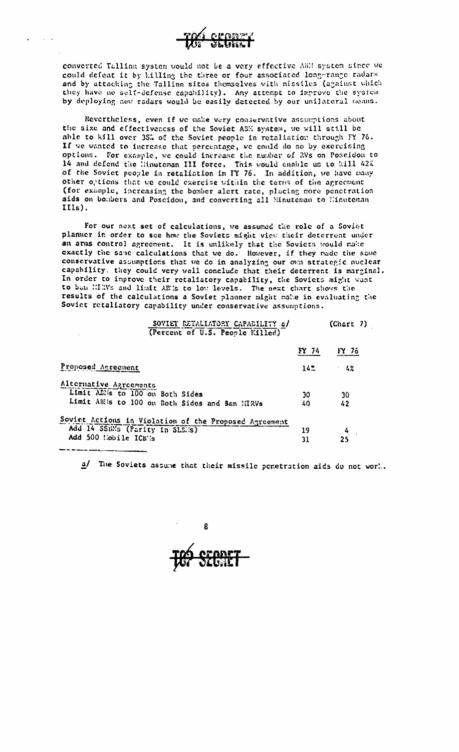converted Tallinn system would not be a very effective ABM system since we could defeat it by killing the three or four associated long-range radars and by attacking the Tallinn sites themselves with missiles (against which they have no self-defense capability). Any attempt to improve the system by deploying new radars would be easily detected by our unilateral means.

Nevertheless, even if we make very conservative assumptions about the size and effectiveness of the Soviet ABM system, we will still be able to kill over 35% of the Soviet people in retaliation through FY 76. If we wanted to increase that percentage, we could do so by exercising options. For example, we could increase the number of RVs on Poseidon to 14 and defend the Minuteman III force. This would enable us to kill 42% of the Soviet people in retaliation in FY 76. In addition, we have many other options that we could exercise within the terms of the agreement (for example, increasing the bomber alert rate, placing more penetration aids on bombers and Poseidon, and converting all Minuteman to Minuteman IIIs).

For our next set of calculations, we assumed the role of a Soviet planner in order to see how the Soviets might view their deterrent under an arms control agreement. It is unlikely that the Soviets would make exactly the same calculations that we do. However, if they made the same conservative assumptions that we do in analyzing our own strategic nuclear capability, they could very well conclude that their deterrent is marginal. In order to improve their retaliatory capability, the Soviets might want to ban MIRVs and limit ABMs to low levels. The next chart shows the results of the calculations a Soviet planner might make in evaluating the Soviet retaliatory capability under conservative assumptions.

SOVIET RETALIATORY CAPABILITY a/ (Percent of U.S. People Killed) (Chart 7)

| | FY 74 | FY 76 |
|---|---|---|
| Proposed Agreement | 14% | 4% |
| Alternative Agreements | | |
| Limit ABMs to 100 on Both Sides | 30 | 30 |
| Limit ABMs to 100 on Both Sides and Ban MIRVs | 40 | 42 |
| Soviet Actions in Violation of the Proposed Agreement | | |
| Add 14 SSBNs (Parity in SLBMs) | 19 | 4 |
| Add 500 Mobile ICBMs | 31 | 25 |

a/ The Soviets assume that their missile penetration aids do not work.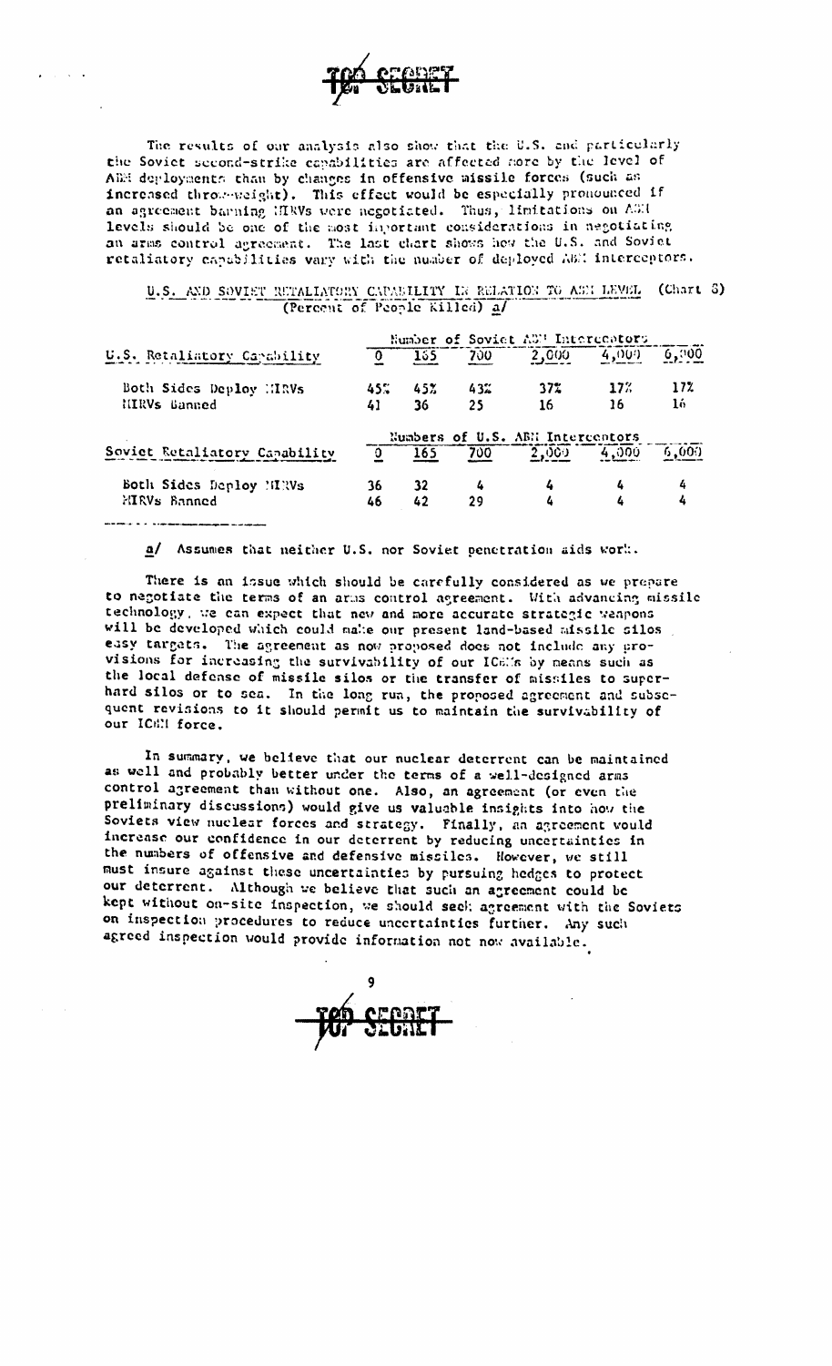TOP SECRET

The results of our analysis also show that the U.S. and particularly the Soviet second-strike capabilities are affected more by the level of ABM deployments than by changes in offensive missile forces (such as increased throw-weight). This effect would be especially pronounced if an agreement barning MIRVs were negotiated. Thus, limitations on ABM levels should be one of the most important considerations in negotiating an arms control agreement. The last chart shows how the U.S. and Soviet retaliatory capabilities vary with the number of deployed ABM interceptors.

U.S. AND SOVIET RETALIATORY CAPABILITY IN RELATION TO ABM LEVEL (Chart 8)
(Percent of People Killed) a/

| U.S. Retaliatory Capability | Number of Soviet ABM Interceptors | | | | | |
|---|---|---|---|---|---|---|
| | 0 | 165 | 700 | 2,000 | 4,000 | 6,000 |
| Both Sides Deploy MIRVs | 45% | 45% | 43% | 37% | 17% | 17% |
| MIRVs Banned | 41 | 36 | 25 | 16 | 16 | 16 |
| **Soviet Retaliatory Capability** | **Numbers of U.S. ABM Interceptors** | | | | | |
| | 0 | 165 | 700 | 2,000 | 4,000 | 6,000 |
| Both Sides Deploy MIRVs | 36 | 32 | 4 | 4 | 4 | 4 |
| MIRVs Banned | 46 | 42 | 29 | 4 | 4 | 4 |

a/ Assumes that neither U.S. nor Soviet penetration aids work.

There is an issue which should be carefully considered as we prepare to negotiate the terms of an arms control agreement. With advancing missile technology, we can expect that new and more accurate strategic weapons will be developed which could make our present land-based missile silos easy targets. The agreement as now proposed does not include any provisions for increasing the survivability of our ICBMs by means such as the local defense of missile silos or the transfer of missiles to super-hard silos or to sea. In the long run, the proposed agreement and subsequent revisions to it should permit us to maintain the survivability of our ICBM force.

In summary, we believe that our nuclear deterrent can be maintained as well and probably better under the terms of a well-designed arms control agreement than without one. Also, an agreement (or even the preliminary discussions) would give us valuable insights into how the Soviets view nuclear forces and strategy. Finally, an agreement would increase our confidence in our deterrent by reducing uncertainties in the numbers of offensive and defensive missiles. However, we still must insure against these uncertainties by pursuing hedges to protect our deterrent. Although we believe that such an agreement could be kept without on-site inspection, we should seek agreement with the Soviets on inspection procedures to reduce uncertainties further. Any such agreed inspection would provide information not now available.

TOP SECRET